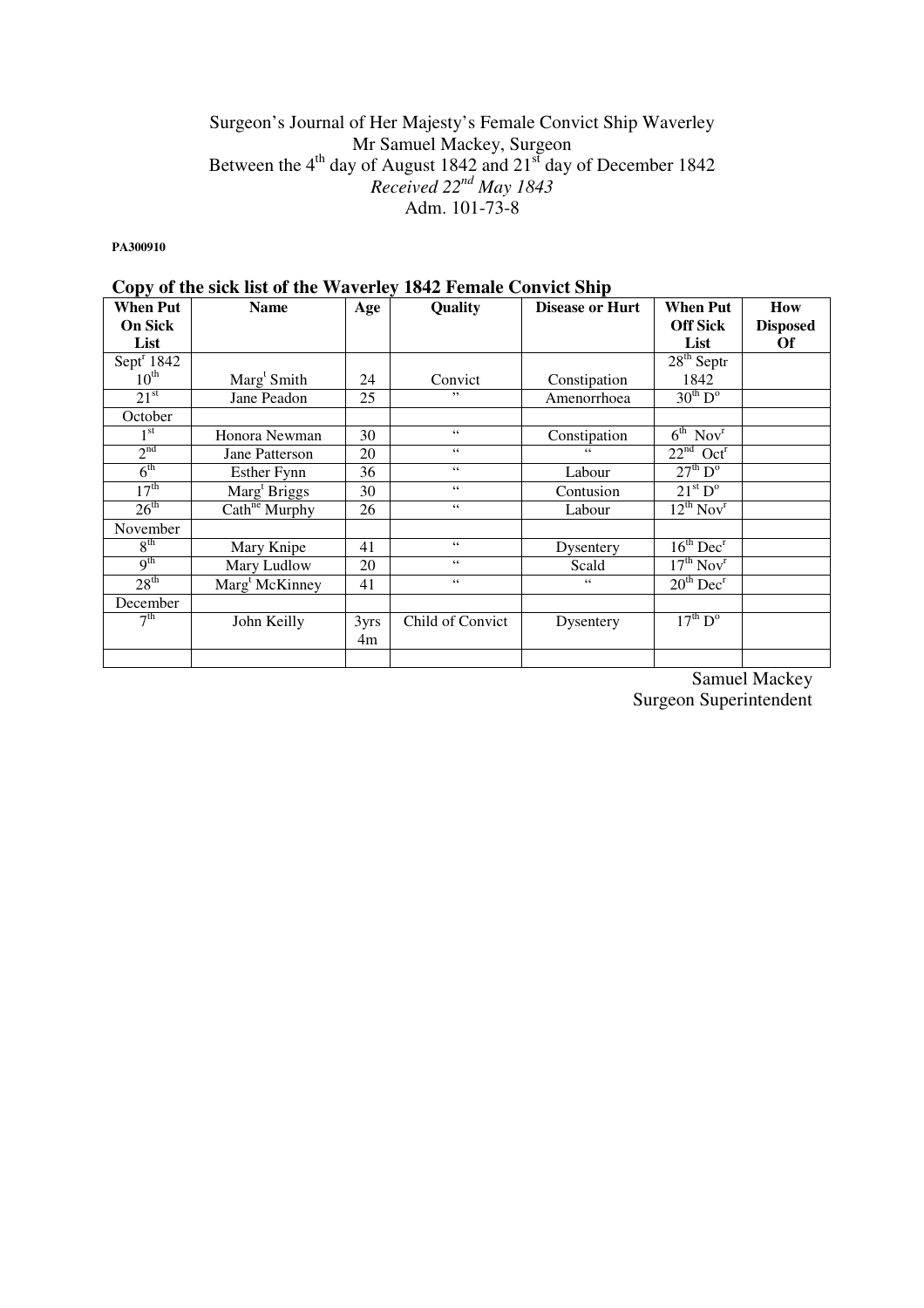Surgeon's Journal of Her Majesty's Female Convict Ship Waverley
Mr Samuel Mackey, Surgeon
Between the 4th day of August 1842 and 21st day of December 1842
*Received 22nd May 1843*
Adm. 101-73-8

**PA300910**

**Copy of the sick list of the Waverley 1842 Female Convict Ship**

| When Put On Sick List | Name | Age | Quality | Disease or Hurt | When Put Off Sick List | How Disposed Of |
|---|---|---|---|---|---|---|
| Septr 1842 | | | | | 28th Septr | |
| 10th | Margt Smith | 24 | Convict | Constipation | 1842 | |
| 21st | Jane Peadon | 25 | " | Amenorrhoea | 30th Do | |
| October | | | | | | |
| 1st | Honora Newman | 30 | " | Constipation | 6th Novr | |
| 2nd | Jane Patterson | 20 | " | " | 22nd Octr | |
| 6th | Esther Fynn | 36 | " | Labour | 27th Do | |
| 17th | Margt Briggs | 30 | " | Contusion | 21st Do | |
| 26th | Cathne Murphy | 26 | " | Labour | 12th Novr | |
| November | | | | | | |
| 8th | Mary Knipe | 41 | " | Dysentery | 16th Decr | |
| 9th | Mary Ludlow | 20 | " | Scald | 17th Novr | |
| 28th | Margt McKinney | 41 | " | " | 20th Decr | |
| December | | | | | | |
| 7th | John Keilly | 3yrs 4m | Child of Convict | Dysentery | 17th Do | |
| | | | | | | |

Samuel Mackey
Surgeon Superintendent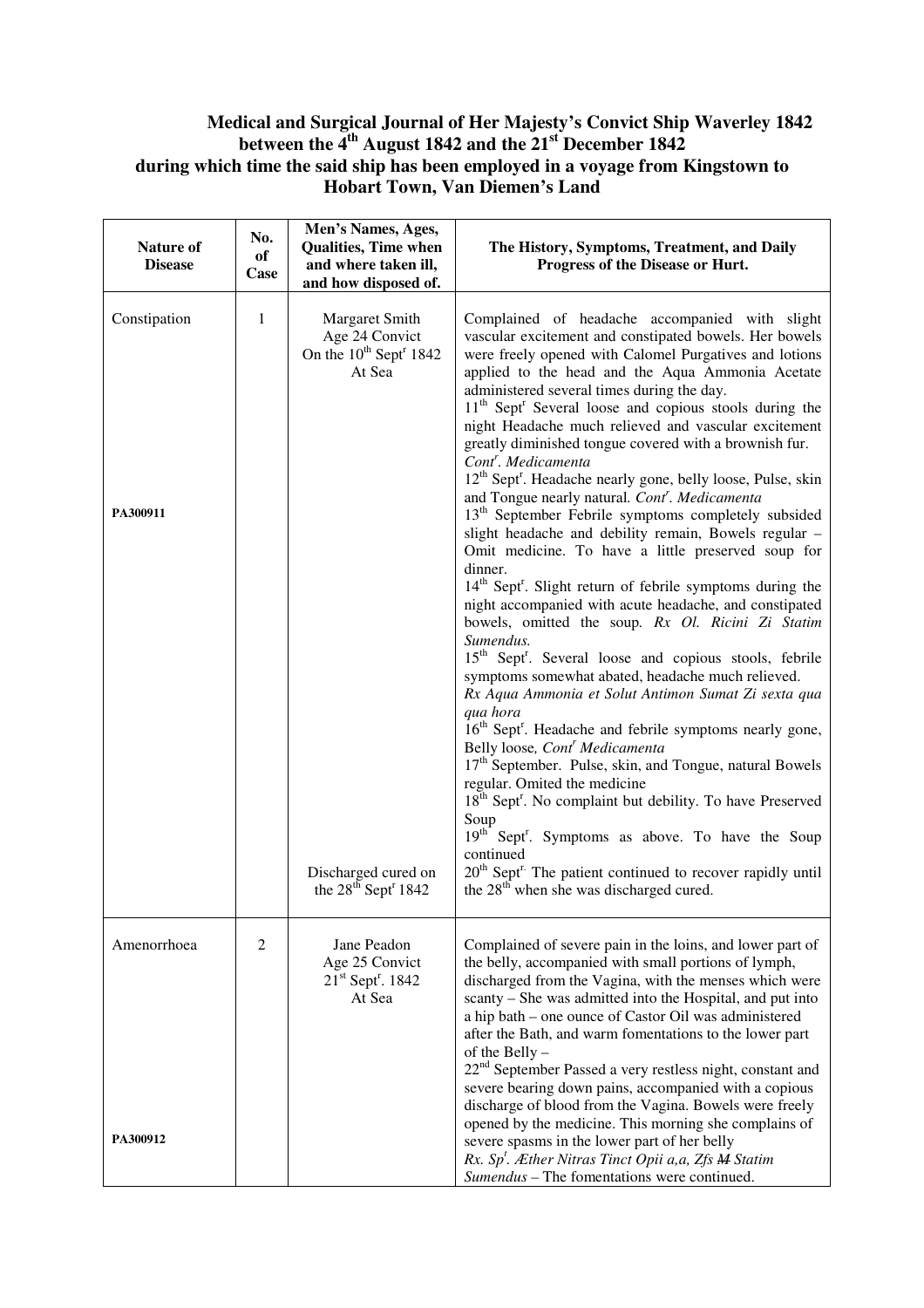**Medical and Surgical Journal of Her Majesty's Convict Ship Waverley 1842 between the 4th August 1842 and the 21st December 1842 during which time the said ship has been employed in a voyage from Kingstown to Hobart Town, Van Diemen's Land**

| Nature of Disease | No. of Case | Men's Names, Ages, Qualities, Time when and where taken ill, and how disposed of. | The History, Symptoms, Treatment, and Daily Progress of the Disease or Hurt. |
|---|---|---|---|
| Constipation<br><br>**PA300911** | 1 | Margaret Smith<br>Age 24 Convict<br>On the 10th Sept[r] 1842<br>At Sea<br><br>Discharged cured on the 28th Sept[r] 1842 | Complained of headache accompanied with slight vascular excitement and constipated bowels. Her bowels were freely opened with Calomel Purgatives and lotions applied to the head and the Aqua Ammonia Acetate administered several times during the day.<br>11th Sept[r] Several loose and copious stools during the night Headache much relieved and vascular excitement greatly diminished tongue covered with a brownish fur. *Cont[r]. Medicamenta*<br>12th Sept[r]. Headache nearly gone, belly loose, Pulse, skin and Tongue nearly natural. *Cont[r]. Medicamenta*<br>13th September Febrile symptoms completely subsided slight headache and debility remain, Bowels regular – Omit medicine. To have a little preserved soup for dinner.<br>14th Sept[r]. Slight return of febrile symptoms during the night accompanied with acute headache, and constipated bowels, omitted the soup. *Rx Ol. Ricini Zi Statim Sumendus.*<br>15th Sept[r]. Several loose and copious stools, febrile symptoms somewhat abated, headache much relieved.<br>*Rx Aqua Ammonia et Solut Antimon Sumat Zi sexta qua qua hora*<br>16th Sept[r]. Headache and febrile symptoms nearly gone, Belly loose, *Cont[r] Medicamenta*<br>17th September. Pulse, skin, and Tongue, natural Bowels regular. Omited the medicine<br>18th Sept[r]. No complaint but debility. To have Preserved Soup<br>19th Sept[r]. Symptoms as above. To have the Soup continued<br>20th Sept[r]. The patient continued to recover rapidly until the 28th when she was discharged cured. |
| Amenorrhoea<br><br>**PA300912** | 2 | Jane Peadon<br>Age 25 Convict<br>21st Sept[r]. 1842<br>At Sea | Complained of severe pain in the loins, and lower part of the belly, accompanied with small portions of lymph, discharged from the Vagina, with the menses which were scanty – She was admitted into the Hospital, and put into a hip bath – one ounce of Castor Oil was administered after the Bath, and warm fomentations to the lower part of the Belly –<br>22nd September Passed a very restless night, constant and severe bearing down pains, accompanied with a copious discharge of blood from the Vagina. Bowels were freely opened by the medicine. This morning she complains of severe spasms in the lower part of her belly<br>*Rx. Sp[t]. Æther Nitras Tinct Opii a,a, Zfs M̶ Statim Sumendus* – The fomentations were continued. |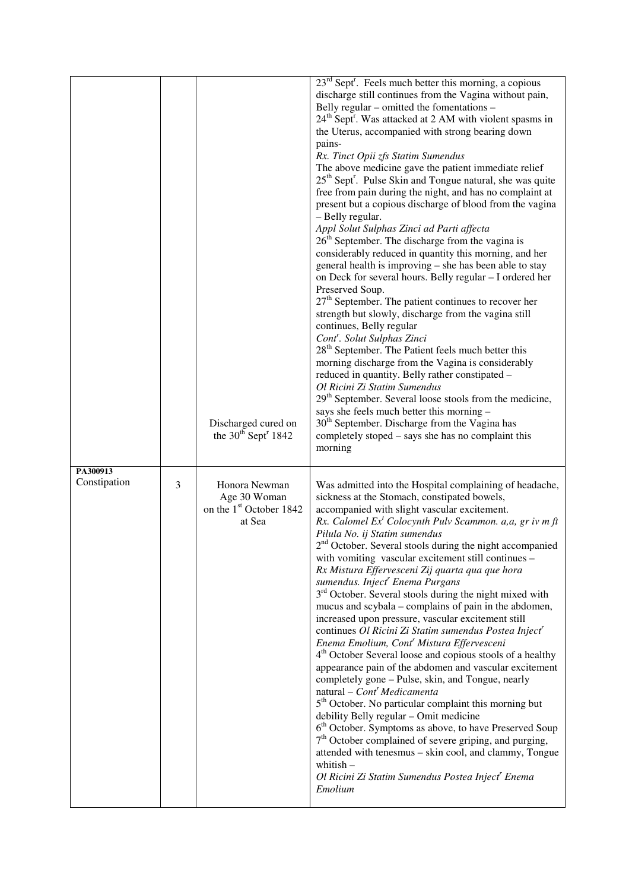| | | | |
|---|---|---|---|
| | | Discharged cured on the 30th Sept[r] 1842 | 23rd Sept[r]. Feels much better this morning, a copious discharge still continues from the Vagina without pain, Belly regular – omitted the fomentations –<br>24th Sept[r]. Was attacked at 2 AM with violent spasms in the Uterus, accompanied with strong bearing down pains-<br>*Rx. Tinct Opii zfs Statim Sumendus*<br>The above medicine gave the patient immediate relief<br>25th Sept[r]. Pulse Skin and Tongue natural, she was quite free from pain during the night, and has no complaint at present but a copious discharge of blood from the vagina – Belly regular.<br>*Appl Solut Sulphas Zinci ad Parti affecta*<br>26th September. The discharge from the vagina is considerably reduced in quantity this morning, and her general health is improving – she has been able to stay on Deck for several hours. Belly regular – I ordered her Preserved Soup.<br>27th September. The patient continues to recover her strength but slowly, discharge from the vagina still continues, Belly regular<br>*Cont[r]. Solut Sulphas Zinci*<br>28th September. The Patient feels much better this morning discharge from the Vagina is considerably reduced in quantity. Belly rather constipated –<br>*Ol Ricini Zi Statim Sumendus*<br>29th September. Several loose stools from the medicine, says she feels much better this morning –<br>30th September. Discharge from the Vagina has completely stoped – says she has no complaint this morning |
| **PA300913**<br>Constipation | 3 | Honora Newman<br>Age 30 Woman<br>on the 1st October 1842<br>at Sea | Was admitted into the Hospital complaining of headache, sickness at the Stomach, constipated bowels, accompanied with slight vascular excitement.<br>*Rx. Calomel Ex[t] Colocynth Pulv Scammon. a,a, gr iv m ft Pilula No. ij Statim sumendus*<br>2nd October. Several stools during the night accompanied with vomiting vascular excitement still continues –<br>*Rx Mistura Effervesceni Zij quarta qua que hora sumendus. Inject[r] Enema Purgans*<br>3rd October. Several stools during the night mixed with mucus and scybala – complains of pain in the abdomen, increased upon pressure, vascular excitement still continues *Ol Ricini Zi Statim sumendus Postea Inject[r] Enema Emolium, Cont[r] Mistura Effervesceni*<br>4th October Several loose and copious stools of a healthy appearance pain of the abdomen and vascular excitement completely gone – Pulse, skin, and Tongue, nearly natural – *Cont[r] Medicamenta*<br>5th October. No particular complaint this morning but debility Belly regular – Omit medicine<br>6th October. Symptoms as above, to have Preserved Soup<br>7th October complained of severe griping, and purging, attended with tenesmus – skin cool, and clammy, Tongue whitish –<br>*Ol Ricini Zi Statim Sumendus Postea Inject[r] Enema Emolium* |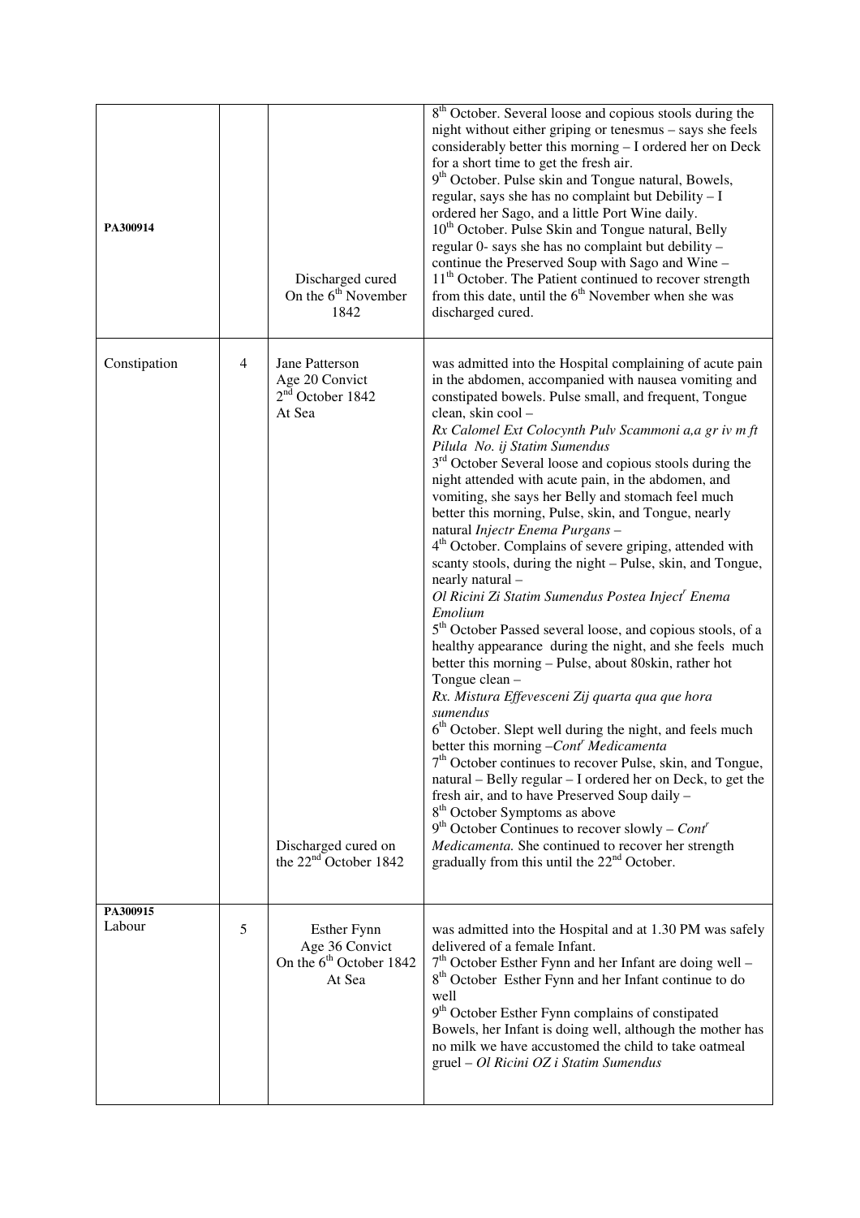| | | | |
|---|---|---|---|
| **PA300914** | | Discharged cured On the 6th November 1842 | 8th October. Several loose and copious stools during the night without either griping or tenesmus – says she feels considerably better this morning – I ordered her on Deck for a short time to get the fresh air.<br>9th October. Pulse skin and Tongue natural, Bowels, regular, says she has no complaint but Debility – I ordered her Sago, and a little Port Wine daily.<br>10th October. Pulse Skin and Tongue natural, Belly regular 0- says she has no complaint but debility – continue the Preserved Soup with Sago and Wine –<br>11th October. The Patient continued to recover strength from this date, until the 6th November when she was discharged cured. |
| Constipation | 4 | Jane Patterson<br>Age 20 Convict<br>2nd October 1842<br>At Sea<br><br>Discharged cured on the 22nd October 1842 | was admitted into the Hospital complaining of acute pain in the abdomen, accompanied with nausea vomiting and constipated bowels. Pulse small, and frequent, Tongue clean, skin cool –<br>*Rx Calomel Ext Colocynth Pulv Scammoni a,a gr iv m ft Pilula No. ij Statim Sumendus*<br>3rd October Several loose and copious stools during the night attended with acute pain, in the abdomen, and vomiting, she says her Belly and stomach feel much better this morning, Pulse, skin, and Tongue, nearly natural *Injectr Enema Purgans* –<br>4th October. Complains of severe griping, attended with scanty stools, during the night – Pulse, skin, and Tongue, nearly natural –<br>*Ol Ricini Zi Statim Sumendus Postea Injectr Enema Emolium*<br>5th October Passed several loose, and copious stools, of a healthy appearance during the night, and she feels much better this morning – Pulse, about 80skin, rather hot Tongue clean –<br>*Rx. Mistura Effevesceni Zij quarta qua que hora sumendus*<br>6th October. Slept well during the night, and feels much better this morning –*Contr Medicamenta*<br>7th October continues to recover Pulse, skin, and Tongue, natural – Belly regular – I ordered her on Deck, to get the fresh air, and to have Preserved Soup daily –<br>8th October Symptoms as above<br>9th October Continues to recover slowly – *Contr Medicamenta.* She continued to recover her strength gradually from this until the 22nd October. |
| **PA300915**<br>Labour | 5 | Esther Fynn<br>Age 36 Convict<br>On the 6th October 1842<br>At Sea | was admitted into the Hospital and at 1.30 PM was safely delivered of a female Infant.<br>7th October Esther Fynn and her Infant are doing well –<br>8th October Esther Fynn and her Infant continue to do well<br>9th October Esther Fynn complains of constipated Bowels, her Infant is doing well, although the mother has no milk we have accustomed the child to take oatmeal gruel – *Ol Ricini OZ i Statim Sumendus* |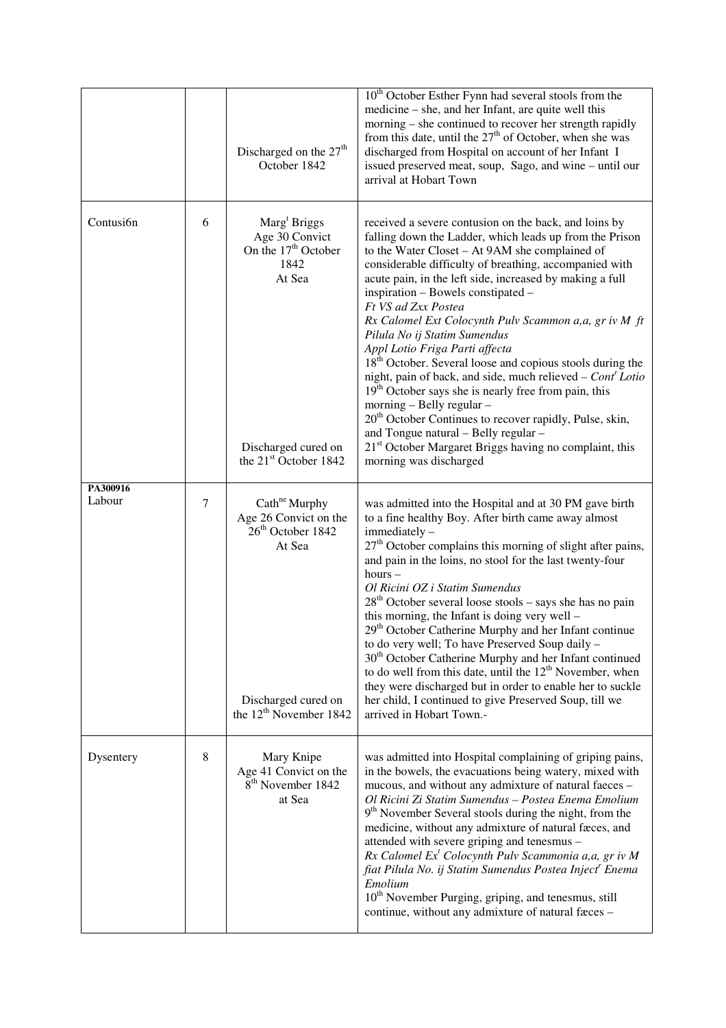| | | | |
|---|---|---|---|
| | | Discharged on the 27th October 1842 | 10th October Esther Fynn had several stools from the medicine – she, and her Infant, are quite well this morning – she continued to recover her strength rapidly from this date, until the 27th of October, when she was discharged from Hospital on account of her Infant I issued preserved meat, soup, Sago, and wine – until our arrival at Hobart Town |
| Contusi6n | 6 | Margt Briggs<br>Age 30 Convict<br>On the 17th October 1842<br>At Sea<br><br>Discharged cured on the 21st October 1842 | received a severe contusion on the back, and loins by falling down the Ladder, which leads up from the Prison to the Water Closet – At 9AM she complained of considerable difficulty of breathing, accompanied with acute pain, in the left side, increased by making a full inspiration – Bowels constipated –<br>*Ft VS ad Zxx Postea*<br>*Rx Calomel Ext Colocynth Pulv Scammon a,a, gr iv M ft Pilula No ij Statim Sumendus*<br>*Appl Lotio Friga Parti affecta*<br>18th October. Several loose and copious stools during the night, pain of back, and side, much relieved – *Contr Lotio*<br>19th October says she is nearly free from pain, this morning – Belly regular –<br>20th October Continues to recover rapidly, Pulse, skin, and Tongue natural – Belly regular –<br>21st October Margaret Briggs having no complaint, this morning was discharged |
| **PA300916**<br>Labour | 7 | Cathne Murphy<br>Age 26 Convict on the 26th October 1842<br>At Sea<br><br>Discharged cured on the 12th November 1842 | was admitted into the Hospital and at 30 PM gave birth to a fine healthy Boy. After birth came away almost immediately –<br>27th October complains this morning of slight after pains, and pain in the loins, no stool for the last twenty-four hours –<br>*Ol Ricini OZ i Statim Sumendus*<br>28th October several loose stools – says she has no pain this morning, the Infant is doing very well –<br>29th October Catherine Murphy and her Infant continue to do very well; To have Preserved Soup daily –<br>30th October Catherine Murphy and her Infant continued to do well from this date, until the 12th November, when they were discharged but in order to enable her to suckle her child, I continued to give Preserved Soup, till we arrived in Hobart Town.- |
| Dysentery | 8 | Mary Knipe<br>Age 41 Convict on the 8th November 1842<br>at Sea | was admitted into Hospital complaining of griping pains, in the bowels, the evacuations being watery, mixed with mucous, and without any admixture of natural faeces –<br>*Ol Ricini Zi Statim Sumendus – Postea Enema Emolium*<br>9th November Several stools during the night, from the medicine, without any admixture of natural fæces, and attended with severe griping and tenesmus –<br>*Rx Calomel Ext Colocynth Pulv Scammonia a,a, gr iv M fiat Pilula No. ij Statim Sumendus Postea Injectr Enema Emolium*<br>10th November Purging, griping, and tenesmus, still continue, without any admixture of natural fæces – |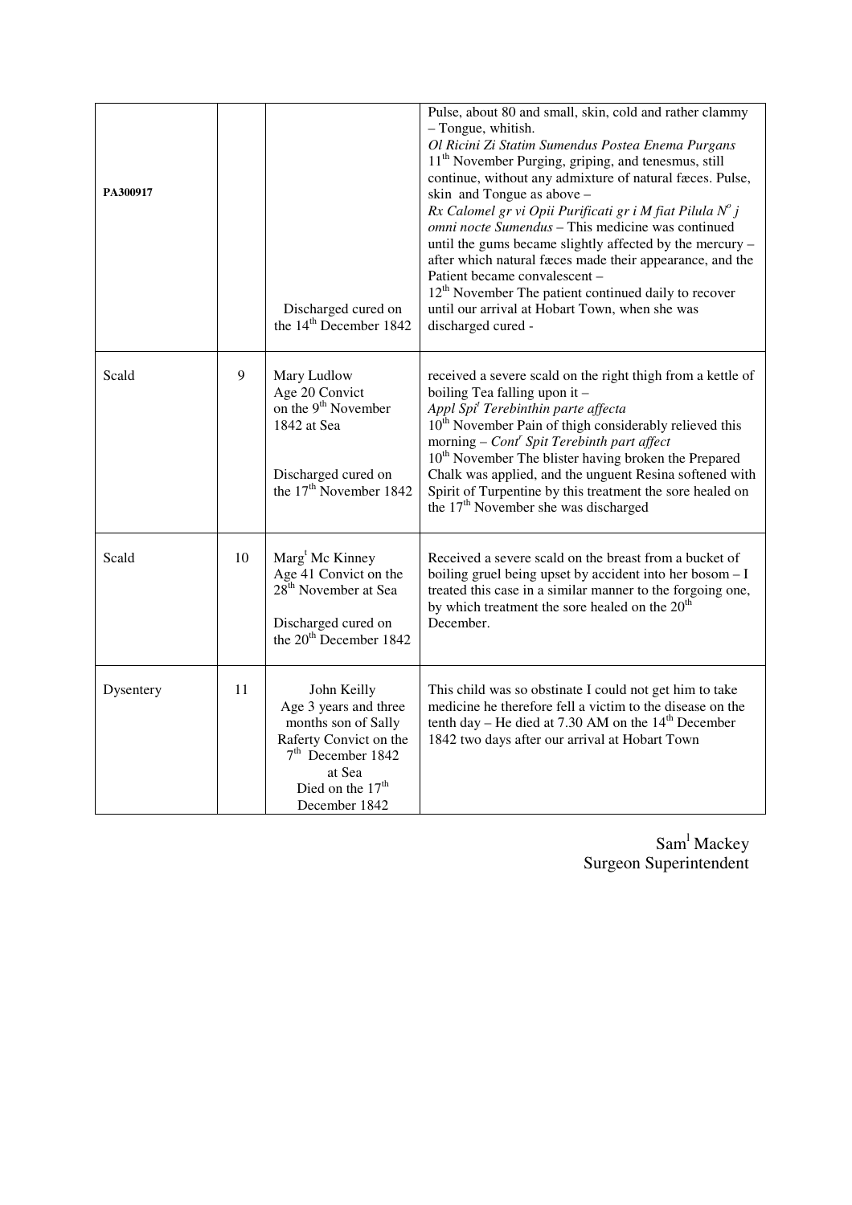| | | | |
|---|---|---|---|
| **PA300917** | | Discharged cured on the 14th December 1842 | Pulse, about 80 and small, skin, cold and rather clammy – Tongue, whitish. *Ol Ricini Zi Statim Sumendus Postea Enema Purgans* 11th November Purging, griping, and tenesmus, still continue, without any admixture of natural fæces. Pulse, skin and Tongue as above – *Rx Calomel gr vi Opii Purificati gr i M fiat Pilula No j omni nocte Sumendus* – This medicine was continued until the gums became slightly affected by the mercury – after which natural fæces made their appearance, and the Patient became convalescent – 12th November The patient continued daily to recover until our arrival at Hobart Town, when she was discharged cured - |
| Scald | 9 | Mary Ludlow Age 20 Convict on the 9th November 1842 at Sea<br><br>Discharged cured on the 17th November 1842 | received a severe scald on the right thigh from a kettle of boiling Tea falling upon it – *Appl Spit Terebinthin parte affecta* 10th November Pain of thigh considerably relieved this morning – *Contr Spit Terebinth part affect* 10th November The blister having broken the Prepared Chalk was applied, and the unguent Resina softened with Spirit of Turpentine by this treatment the sore healed on the 17th November she was discharged |
| Scald | 10 | Margt Mc Kinney Age 41 Convict on the 28th November at Sea<br><br>Discharged cured on the 20th December 1842 | Received a severe scald on the breast from a bucket of boiling gruel being upset by accident into her bosom – I treated this case in a similar manner to the forgoing one, by which treatment the sore healed on the 20th December. |
| Dysentery | 11 | John Keilly Age 3 years and three months son of Sally Raferty Convict on the 7th December 1842 at Sea Died on the 17th December 1842 | This child was so obstinate I could not get him to take medicine he therefore fell a victim to the disease on the tenth day – He died at 7.30 AM on the 14th December 1842 two days after our arrival at Hobart Town |

Saml Mackey
Surgeon Superintendent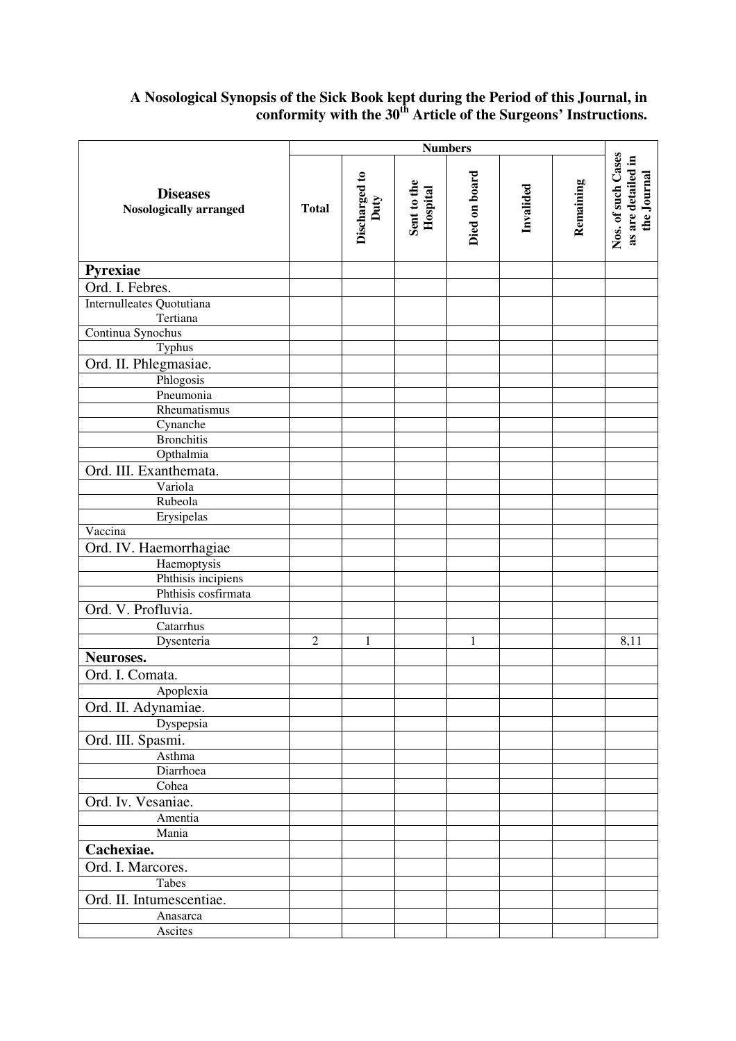**A Nosological Synopsis of the Sick Book kept during the Period of this Journal, in conformity with the 30th Article of the Surgeons' Instructions.**

| Diseases Nosologically arranged | Numbers | | | | | | Nos. of such Cases as are detailed in the Journal |
|---|---|---|---|---|---|---|---|
| | Total | Discharged to Duty | Sent to the Hospital | Died on board | Invalided | Remaining | |
| **Pyrexiae** | | | | | | | |
| Ord. I. Febres. | | | | | | | |
| Internulleates Quotutiana | | | | | | | |
| Tertiana | | | | | | | |
| Continua Synochus | | | | | | | |
| Typhus | | | | | | | |
| Ord. II. Phlegmasiae. | | | | | | | |
| Phlogosis | | | | | | | |
| Pneumonia | | | | | | | |
| Rheumatismus | | | | | | | |
| Cynanche | | | | | | | |
| Bronchitis | | | | | | | |
| Opthalmia | | | | | | | |
| Ord. III. Exanthemata. | | | | | | | |
| Variola | | | | | | | |
| Rubeola | | | | | | | |
| Erysipelas | | | | | | | |
| Vaccina | | | | | | | |
| Ord. IV. Haemorrhagiae | | | | | | | |
| Haemoptysis | | | | | | | |
| Phthisis incipiens | | | | | | | |
| Phthisis cosfirmata | | | | | | | |
| Ord. V. Profluvia. | | | | | | | |
| Catarrhus | | | | | | | |
| Dysenteria | 2 | 1 | | 1 | | | 8,11 |
| **Neuroses.** | | | | | | | |
| Ord. I. Comata. | | | | | | | |
| Apoplexia | | | | | | | |
| Ord. II. Adynamiae. | | | | | | | |
| Dyspepsia | | | | | | | |
| Ord. III. Spasmi. | | | | | | | |
| Asthma | | | | | | | |
| Diarrhoea | | | | | | | |
| Cohea | | | | | | | |
| Ord. Iv. Vesaniae. | | | | | | | |
| Amentia | | | | | | | |
| Mania | | | | | | | |
| **Cachexiae.** | | | | | | | |
| Ord. I. Marcores. | | | | | | | |
| Tabes | | | | | | | |
| Ord. II. Intumescentiae. | | | | | | | |
| Anasarca | | | | | | | |
| Ascites | | | | | | | |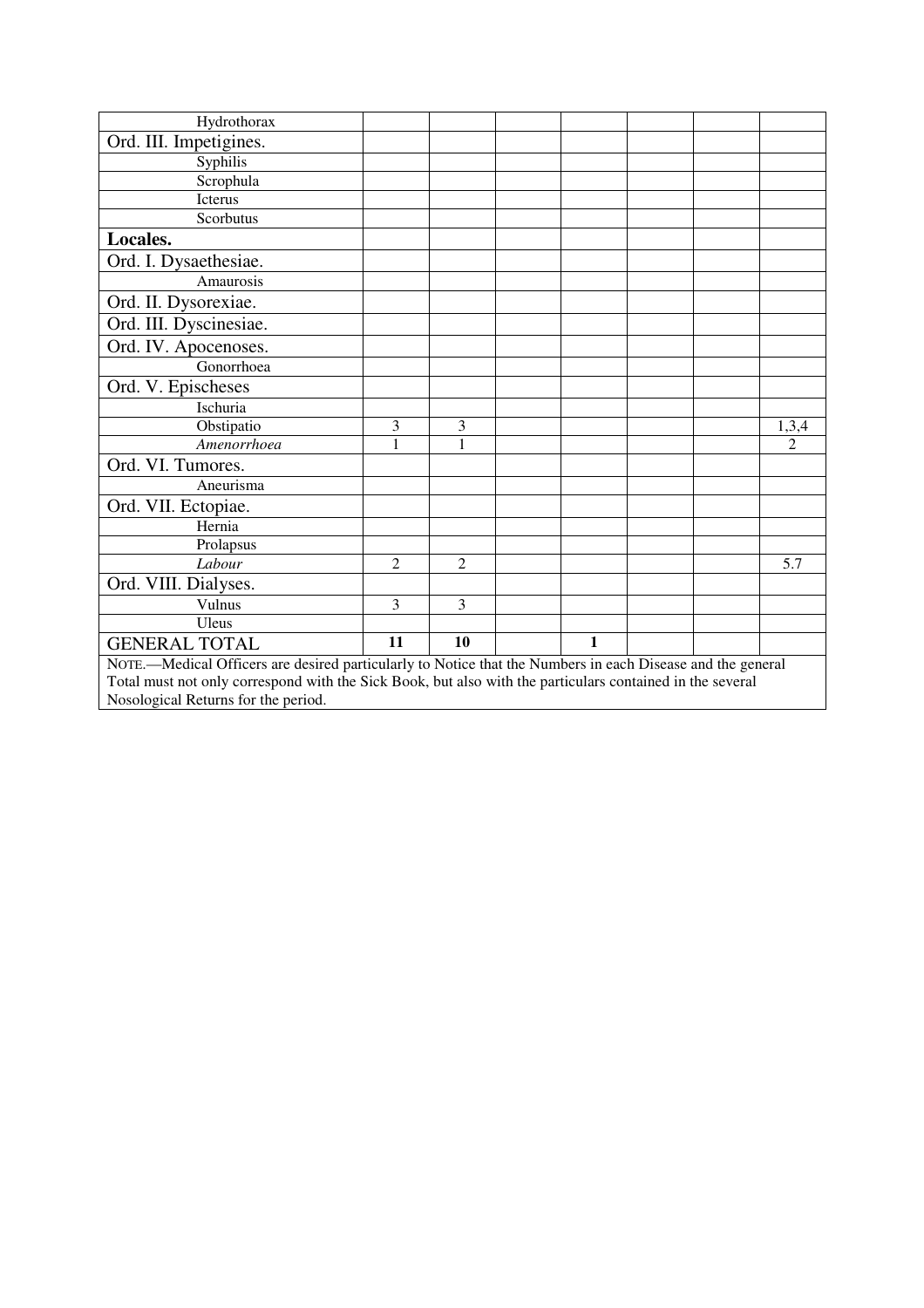| | | | | | | | |
|---|---|---|---|---|---|---|---|
| Hydrothorax | | | | | | | |
| Ord. III. Impetigines. | | | | | | | |
| Syphilis | | | | | | | |
| Scrophula | | | | | | | |
| Icterus | | | | | | | |
| Scorbutus | | | | | | | |
| **Locales.** | | | | | | | |
| Ord. I. Dysaethesiae. | | | | | | | |
| Amaurosis | | | | | | | |
| Ord. II. Dysorexiae. | | | | | | | |
| Ord. III. Dyscinesiae. | | | | | | | |
| Ord. IV. Apocenoses. | | | | | | | |
| Gonorrhoea | | | | | | | |
| Ord. V. Epischeses | | | | | | | |
| Ischuria | | | | | | | |
| Obstipatio | 3 | 3 | | | | | 1,3,4 |
| *Amenorrhoea* | 1 | 1 | | | | | 2 |
| Ord. VI. Tumores. | | | | | | | |
| Aneurisma | | | | | | | |
| Ord. VII. Ectopiae. | | | | | | | |
| Hernia | | | | | | | |
| Prolapsus | | | | | | | |
| *Labour* | 2 | 2 | | | | | 5.7 |
| Ord. VIII. Dialyses. | | | | | | | |
| Vulnus | 3 | 3 | | | | | |
| Uleus | | | | | | | |
| GENERAL TOTAL | **11** | **10** | | **1** | | | |

NOTE.—Medical Officers are desired particularly to Notice that the Numbers in each Disease and the general Total must not only correspond with the Sick Book, but also with the particulars contained in the several Nosological Returns for the period.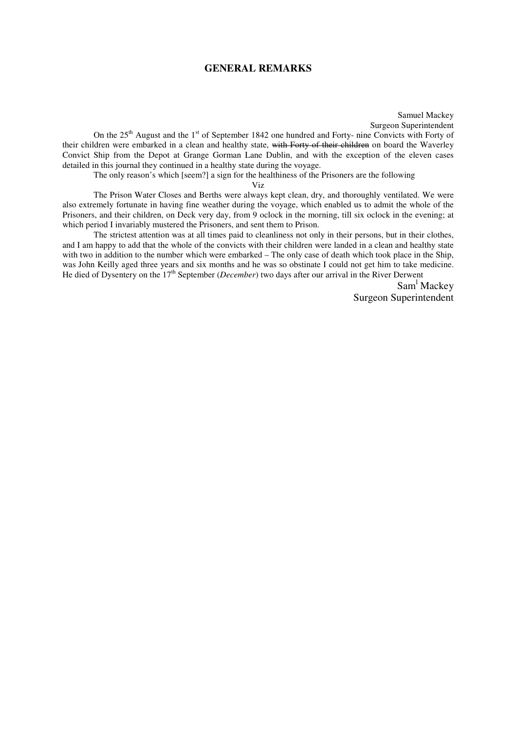## GENERAL REMARKS

Samuel Mackey
Surgeon Superintendent

On the 25th August and the 1st of September 1842 one hundred and Forty- nine Convicts with Forty of their children were embarked in a clean and healthy state, ~~with Forty of their children~~ on board the Waverley Convict Ship from the Depot at Grange Gorman Lane Dublin, and with the exception of the eleven cases detailed in this journal they continued in a healthy state during the voyage.

The only reason's which [seem?] a sign for the healthiness of the Prisoners are the following

Viz

The Prison Water Closes and Berths were always kept clean, dry, and thoroughly ventilated. We were also extremely fortunate in having fine weather during the voyage, which enabled us to admit the whole of the Prisoners, and their children, on Deck very day, from 9 oclock in the morning, till six oclock in the evening; at which period I invariably mustered the Prisoners, and sent them to Prison.

The strictest attention was at all times paid to cleanliness not only in their persons, but in their clothes, and I am happy to add that the whole of the convicts with their children were landed in a clean and healthy state with two in addition to the number which were embarked – The only case of death which took place in the Ship, was John Keilly aged three years and six months and he was so obstinate I could not get him to take medicine. He died of Dysentery on the 17th September (*December*) two days after our arrival in the River Derwent

Saml Mackey
Surgeon Superintendent